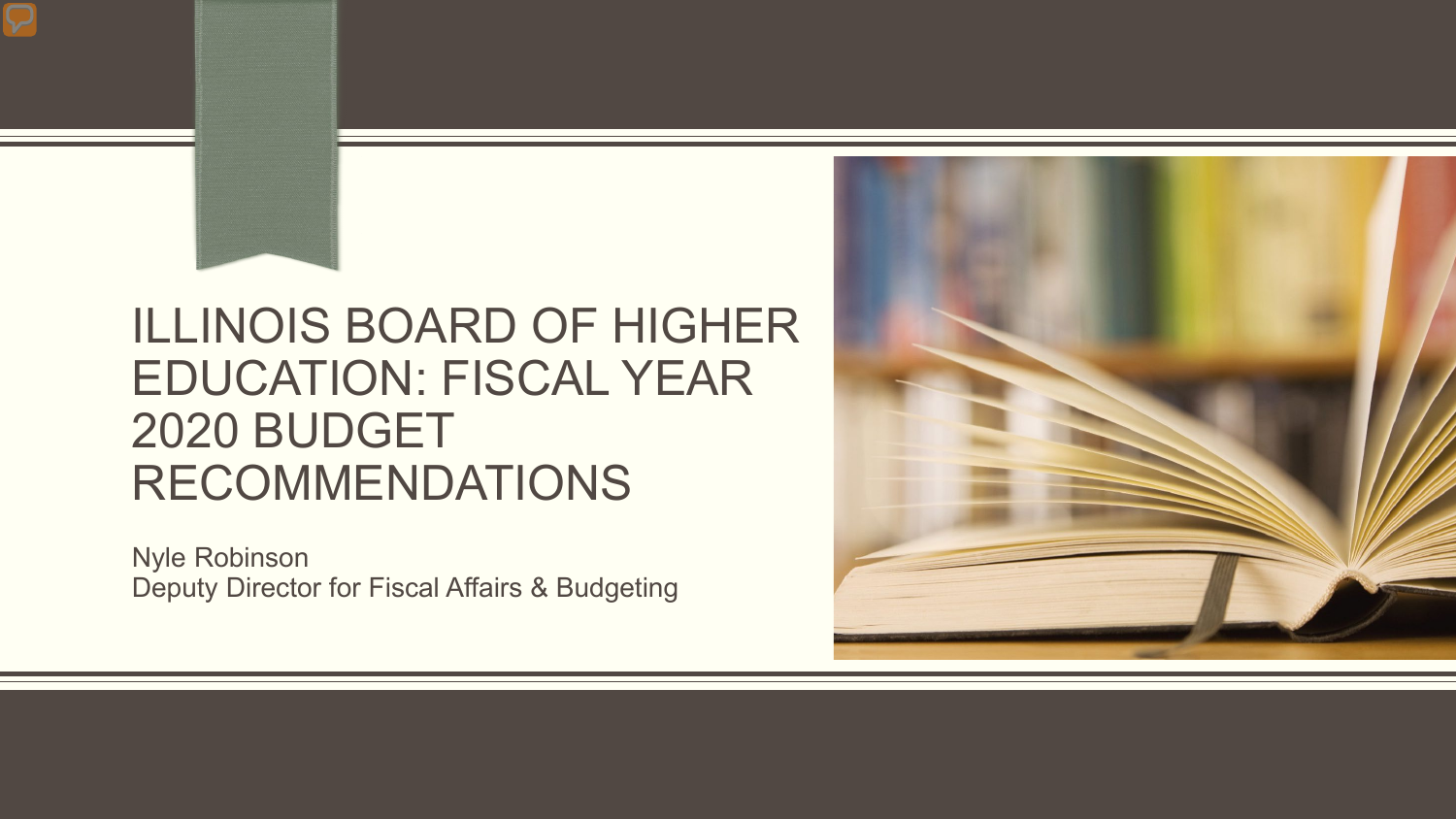# ILLINOIS BOARD OF HIGHER EDUCATION: FISCAL YEAR 2020 BUDGET RECOMMENDATIONS

Nyle Robinson
Deputy Director for Fiscal Affairs & Budgeting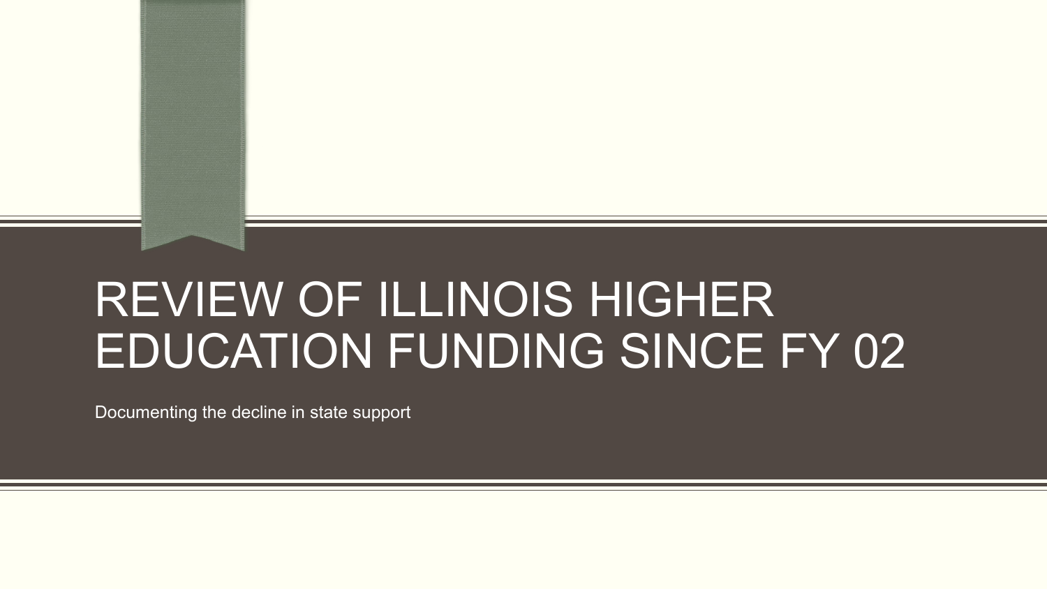# REVIEW OF ILLINOIS HIGHER EDUCATION FUNDING SINCE FY 02

Documenting the decline in state support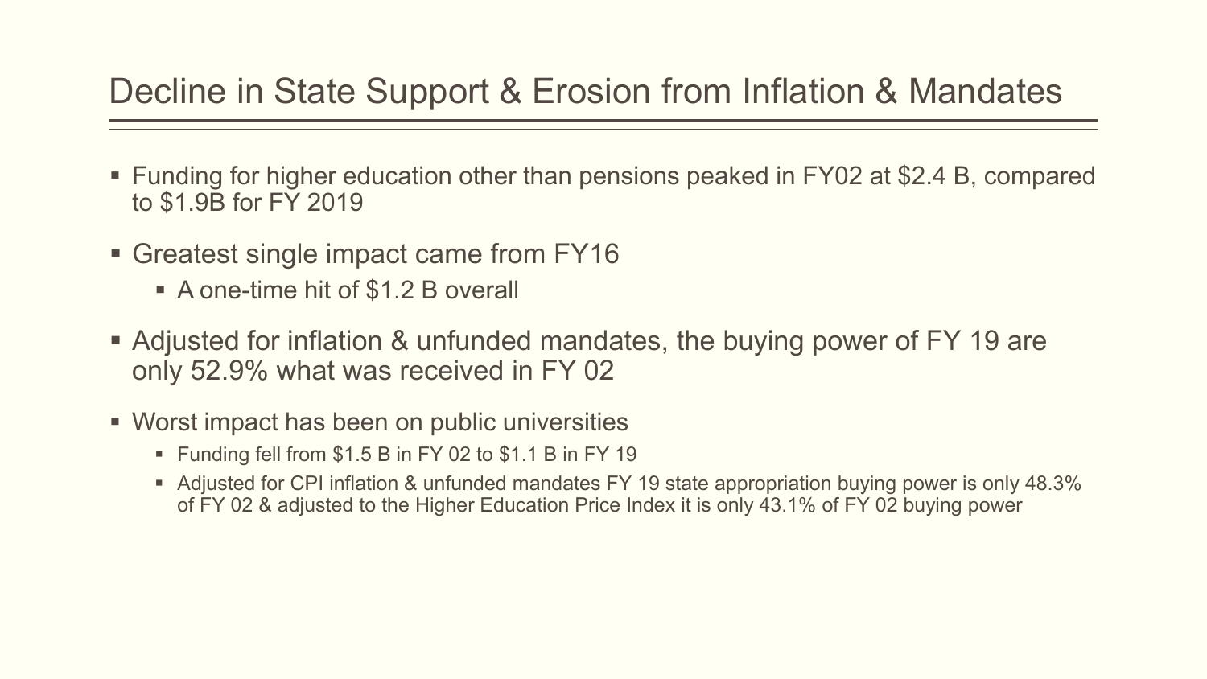# Decline in State Support & Erosion from Inflation & Mandates

- Funding for higher education other than pensions peaked in FY02 at $2.4 B, compared to $1.9B for FY 2019
- Greatest single impact came from FY16
  - A one-time hit of $1.2 B overall
- Adjusted for inflation & unfunded mandates, the buying power of FY 19 are only 52.9% what was received in FY 02
- Worst impact has been on public universities
  - Funding fell from $1.5 B in FY 02 to $1.1 B in FY 19
  - Adjusted for CPI inflation & unfunded mandates FY 19 state appropriation buying power is only 48.3% of FY 02 & adjusted to the Higher Education Price Index it is only 43.1% of FY 02 buying power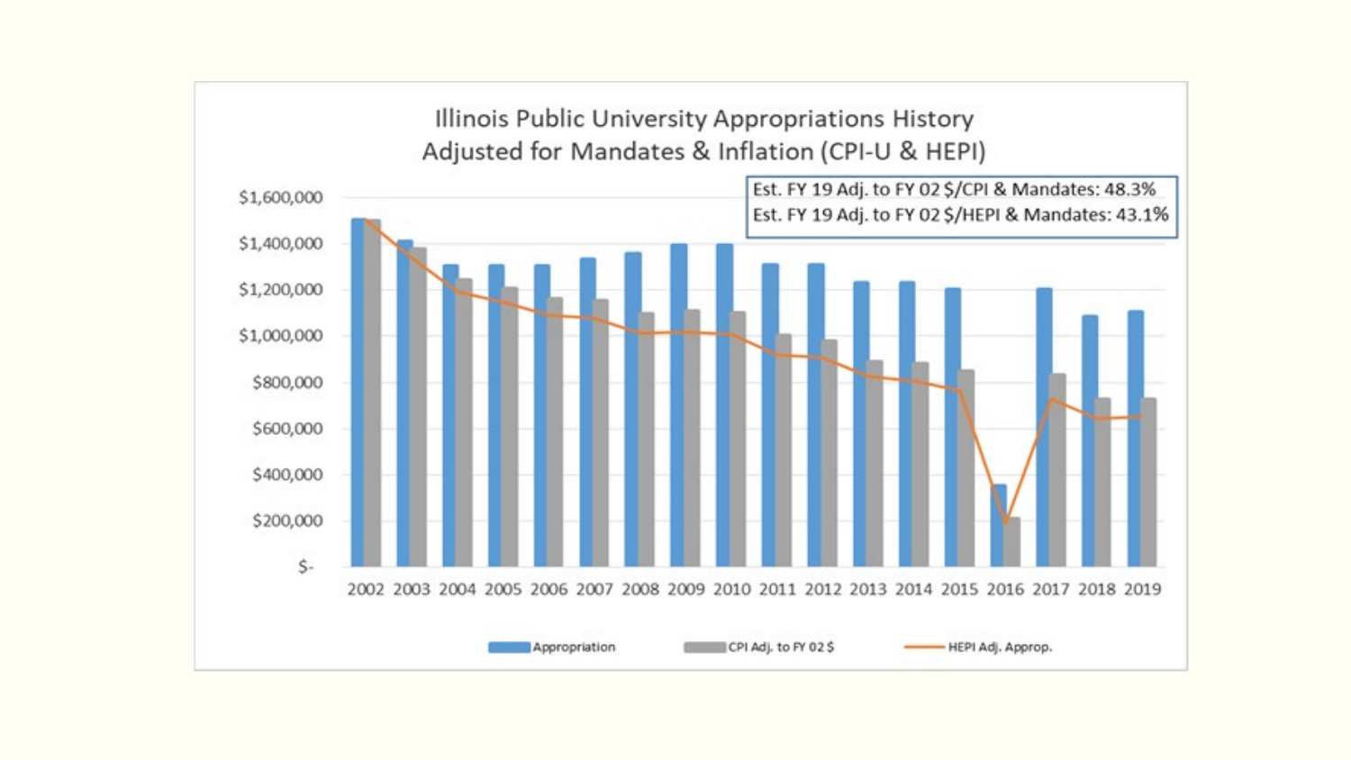Illinois Public University Appropriations History
Adjusted for Mandates & Inflation (CPI-U & HEPI)

Est. FY 19 Adj. to FY 02 $/CPI & Mandates: 48.3%
Est. FY 19 Adj. to FY 02 $/HEPI & Mandates: 43.1%

$1,600,000
$1,400,000
$1,200,000
$1,000,000
$800,000
$600,000
$400,000
$200,000
$-

2002 2003 2004 2005 2006 2007 2008 2009 2010 2011 2012 2013 2014 2015 2016 2017 2018 2019

Appropriation | CPI Adj. to FY 02 $ | HEPI Adj. Approp.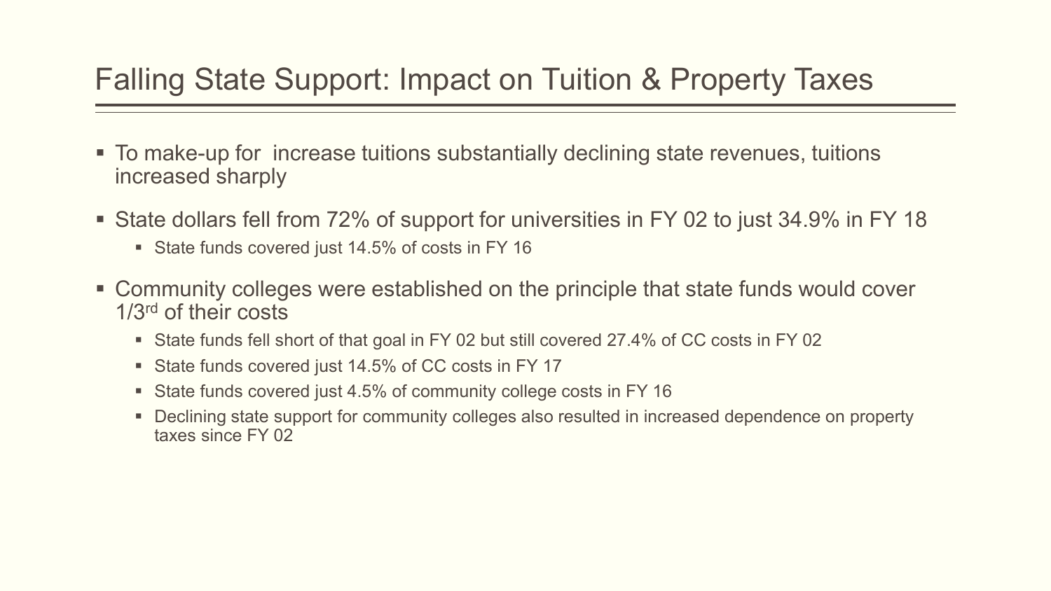# Falling State Support: Impact on Tuition & Property Taxes

- To make-up for  increase tuitions substantially declining state revenues, tuitions increased sharply
- State dollars fell from 72% of support for universities in FY 02 to just 34.9% in FY 18
  - State funds covered just 14.5% of costs in FY 16
- Community colleges were established on the principle that state funds would cover 1/3rd of their costs
  - State funds fell short of that goal in FY 02 but still covered 27.4% of CC costs in FY 02
  - State funds covered just 14.5% of CC costs in FY 17
  - State funds covered just 4.5% of community college costs in FY 16
  - Declining state support for community colleges also resulted in increased dependence on property taxes since FY 02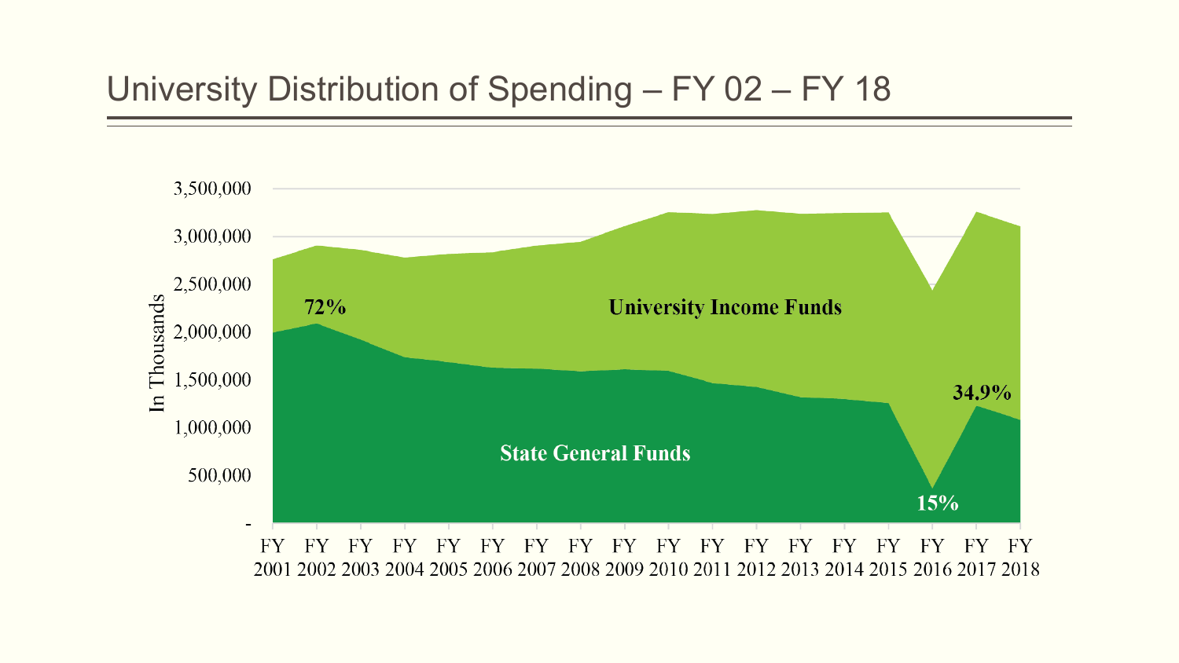# University Distribution of Spending – FY 02 – FY 18

In Thousands

3,500,000
3,000,000
2,500,000
2,000,000
1,500,000
1,000,000
500,000
-

72%

University Income Funds

34.9%

State General Funds

15%

FY 2001 FY 2002 FY 2003 FY 2004 FY 2005 FY 2006 FY 2007 FY 2008 FY 2009 FY 2010 FY 2011 FY 2012 FY 2013 FY 2014 FY 2015 FY 2016 FY 2017 FY 2018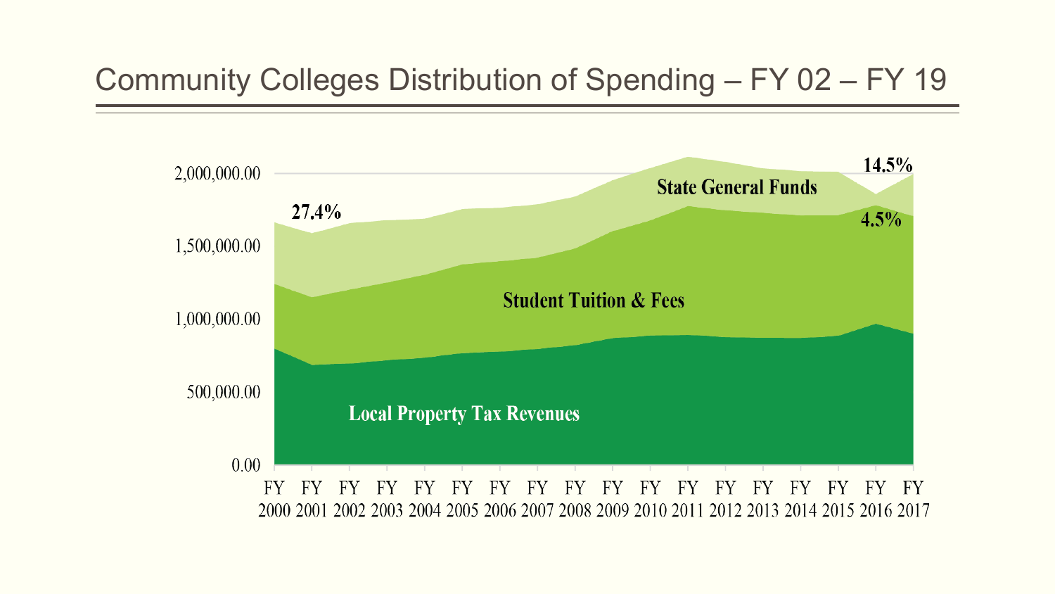# Community Colleges Distribution of Spending – FY 02 – FY 19

2,000,000.00

1,500,000.00

1,000,000.00

500,000.00

0.00

27.4%

14.5%

4.5%

State General Funds

Student Tuition & Fees

Local Property Tax Revenues

FY 2000 FY 2001 FY 2002 FY 2003 FY 2004 FY 2005 FY 2006 FY 2007 FY 2008 FY 2009 FY 2010 FY 2011 FY 2012 FY 2013 FY 2014 FY 2015 FY 2016 FY 2017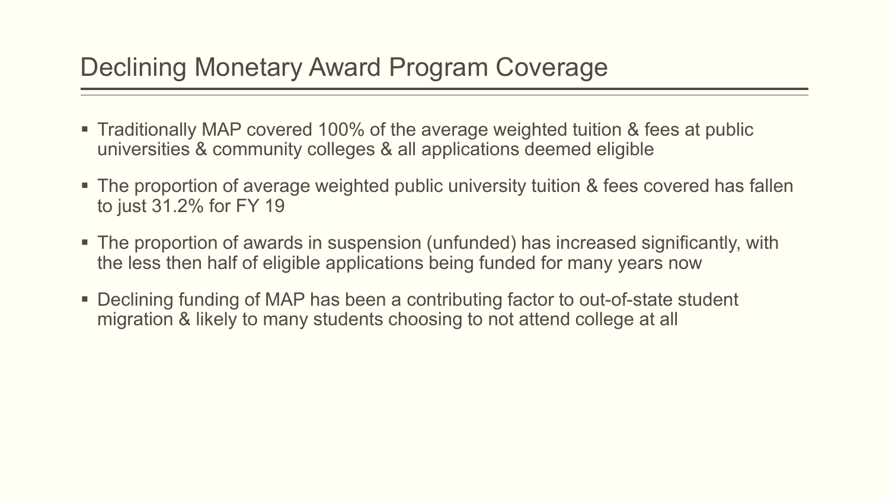# Declining Monetary Award Program Coverage

- Traditionally MAP covered 100% of the average weighted tuition & fees at public universities & community colleges & all applications deemed eligible
- The proportion of average weighted public university tuition & fees covered has fallen to just 31.2% for FY 19
- The proportion of awards in suspension (unfunded) has increased significantly, with the less then half of eligible applications being funded for many years now
- Declining funding of MAP has been a contributing factor to out-of-state student migration & likely to many students choosing to not attend college at all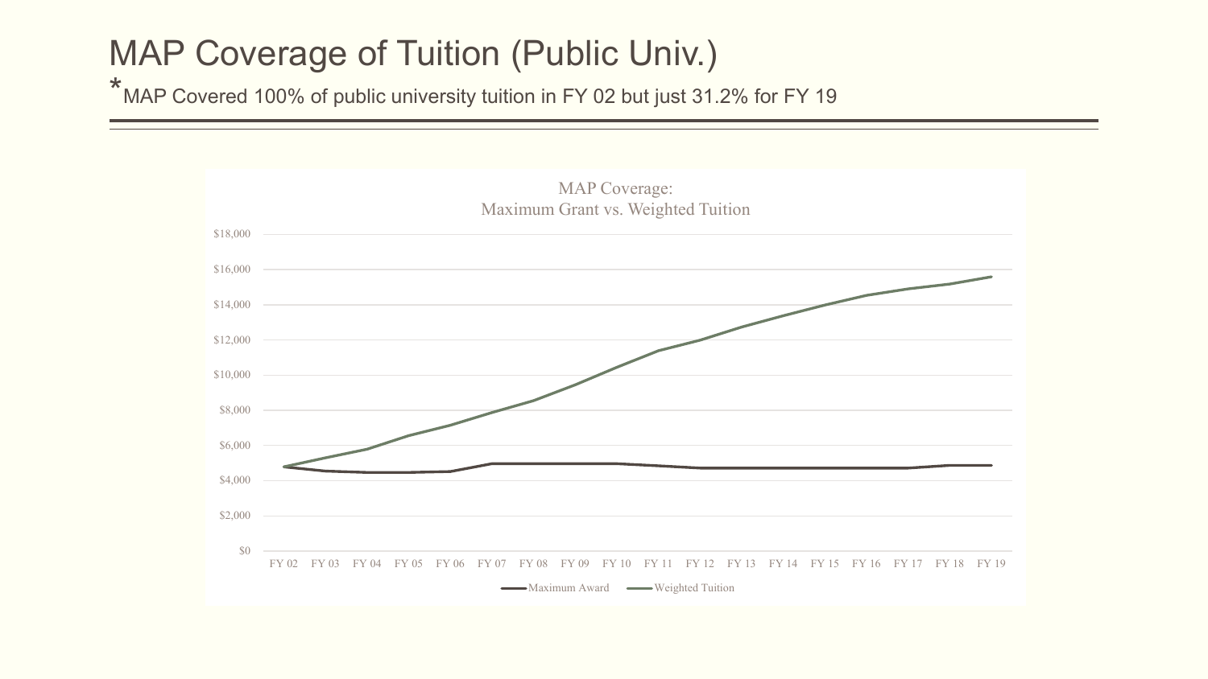# MAP Coverage of Tuition (Public Univ.)

*MAP Covered 100% of public university tuition in FY 02 but just 31.2% for FY 19

MAP Coverage:
Maximum Grant vs. Weighted Tuition

$18,000
$16,000
$14,000
$12,000
$10,000
$8,000
$6,000
$4,000
$2,000
$0

FY 02 FY 03 FY 04 FY 05 FY 06 FY 07 FY 08 FY 09 FY 10 FY 11 FY 12 FY 13 FY 14 FY 15 FY 16 FY 17 FY 18 FY 19

Maximum Award — Weighted Tuition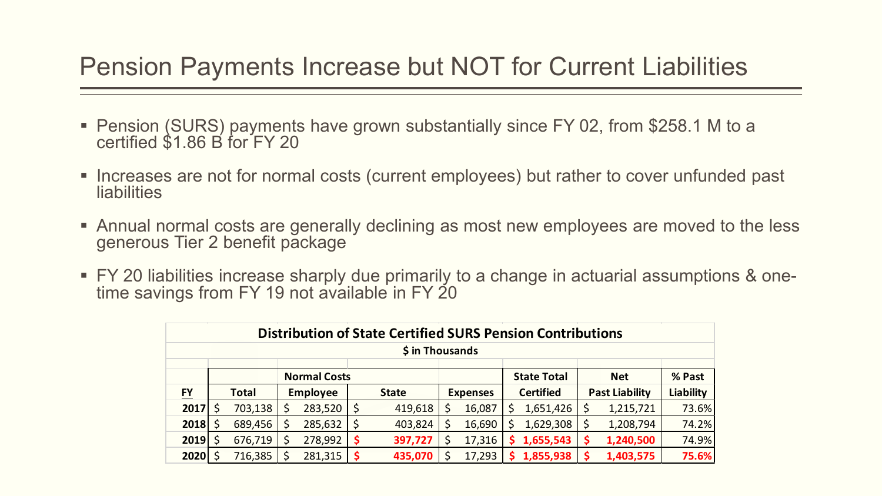# Pension Payments Increase but NOT for Current Liabilities

- Pension (SURS) payments have grown substantially since FY 02, from $258.1 M to a certified $1.86 B for FY 20
- Increases are not for normal costs (current employees) but rather to cover unfunded past liabilities
- Annual normal costs are generally declining as most new employees are moved to the less generous Tier 2 benefit package
- FY 20 liabilities increase sharply due primarily to a change in actuarial assumptions & one-time savings from FY 19 not available in FY 20

**Distribution of State Certified SURS Pension Contributions**

**$ in Thousands**

| | Normal Costs | | | | State Total | Net | % Past |
|---|---|---|---|---|---|---|---|
| FY | Total | Employee | State | Expenses | Certified | Past Liability | Liability |
| 2017 | $ 703,138 | $ 283,520 | $ 419,618 | $ 16,087 | $ 1,651,426 | $ 1,215,721 | 73.6% |
| 2018 | $ 689,456 | $ 285,632 | $ 403,824 | $ 16,690 | $ 1,629,308 | $ 1,208,794 | 74.2% |
| 2019 | $ 676,719 | $ 278,992 | $ 397,727 | $ 17,316 | $ 1,655,543 | $ 1,240,500 | 74.9% |
| 2020 | $ 716,385 | $ 281,315 | $ 435,070 | $ 17,293 | $ 1,855,938 | $ 1,403,575 | 75.6% |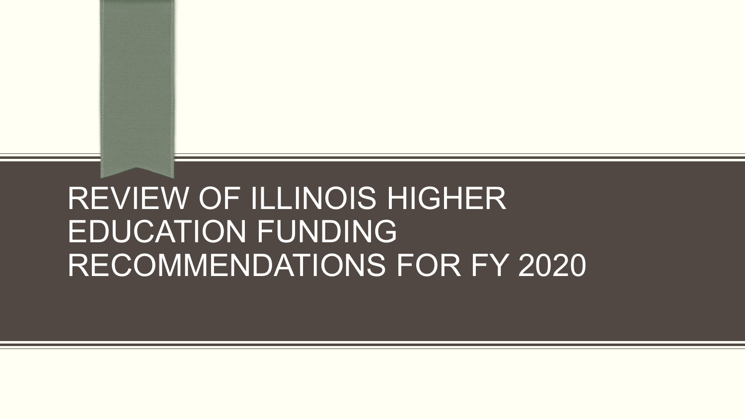# REVIEW OF ILLINOIS HIGHER EDUCATION FUNDING RECOMMENDATIONS FOR FY 2020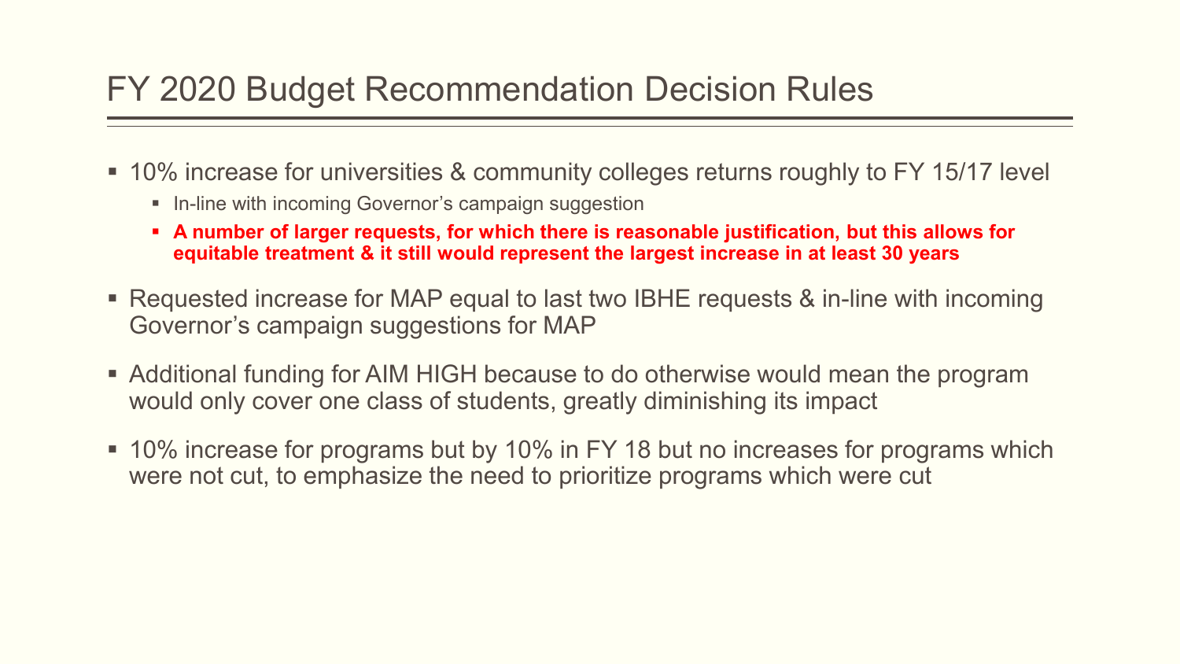# FY 2020 Budget Recommendation Decision Rules

- 10% increase for universities & community colleges returns roughly to FY 15/17 level
  - In-line with incoming Governor's campaign suggestion
  - **A number of larger requests, for which there is reasonable justification, but this allows for equitable treatment & it still would represent the largest increase in at least 30 years**
- Requested increase for MAP equal to last two IBHE requests & in-line with incoming Governor's campaign suggestions for MAP
- Additional funding for AIM HIGH because to do otherwise would mean the program would only cover one class of students, greatly diminishing its impact
- 10% increase for programs but by 10% in FY 18 but no increases for programs which were not cut, to emphasize the need to prioritize programs which were cut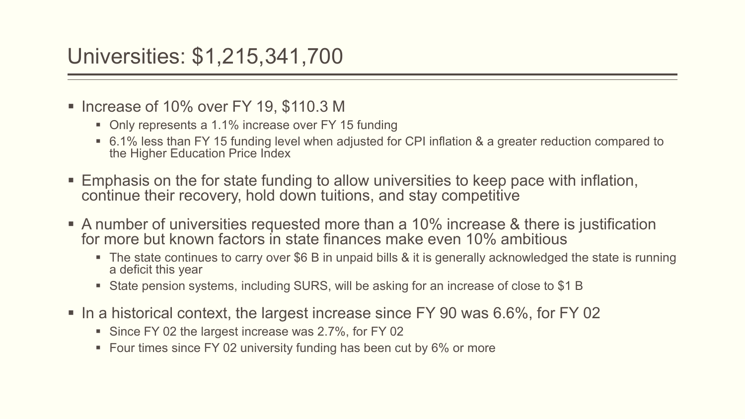# Universities: $1,215,341,700

- Increase of 10% over FY 19, $110.3 M
  - Only represents a 1.1% increase over FY 15 funding
  - 6.1% less than FY 15 funding level when adjusted for CPI inflation & a greater reduction compared to the Higher Education Price Index
- Emphasis on the for state funding to allow universities to keep pace with inflation, continue their recovery, hold down tuitions, and stay competitive
- A number of universities requested more than a 10% increase & there is justification for more but known factors in state finances make even 10% ambitious
  - The state continues to carry over $6 B in unpaid bills & it is generally acknowledged the state is running a deficit this year
  - State pension systems, including SURS, will be asking for an increase of close to $1 B
- In a historical context, the largest increase since FY 90 was 6.6%, for FY 02
  - Since FY 02 the largest increase was 2.7%, for FY 02
  - Four times since FY 02 university funding has been cut by 6% or more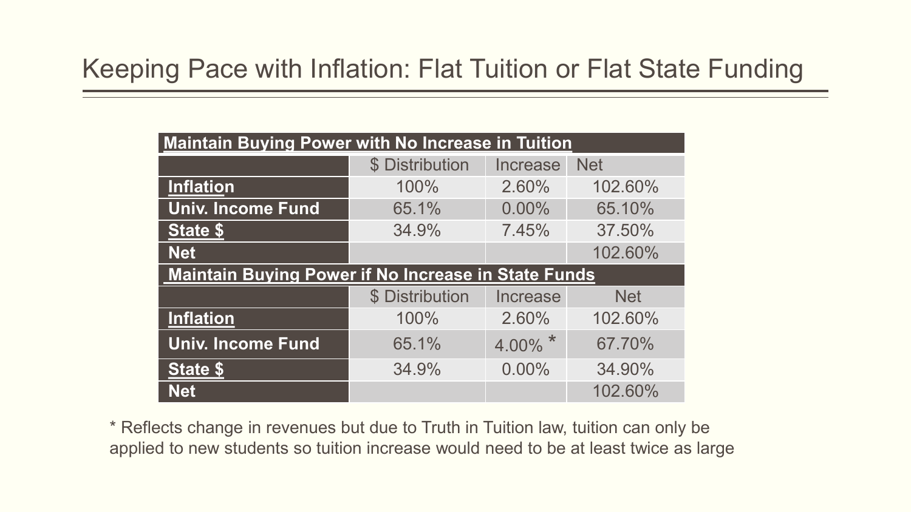# Keeping Pace with Inflation: Flat Tuition or Flat State Funding

| **Maintain Buying Power with No Increase in Tuition** | | | |
|---|---|---|---|
| | $ Distribution | Increase | Net |
| **Inflation** | 100% | 2.60% | 102.60% |
| **Univ. Income Fund** | 65.1% | 0.00% | 65.10% |
| **State $** | 34.9% | 7.45% | 37.50% |
| **Net** | | | 102.60% |
| **Maintain Buying Power if No Increase in State Funds** | | | |
| | $ Distribution | Increase | Net |
| **Inflation** | 100% | 2.60% | 102.60% |
| **Univ. Income Fund** | 65.1% | 4.00% * | 67.70% |
| **State $** | 34.9% | 0.00% | 34.90% |
| **Net** | | | 102.60% |

* Reflects change in revenues but due to Truth in Tuition law, tuition can only be applied to new students so tuition increase would need to be at least twice as large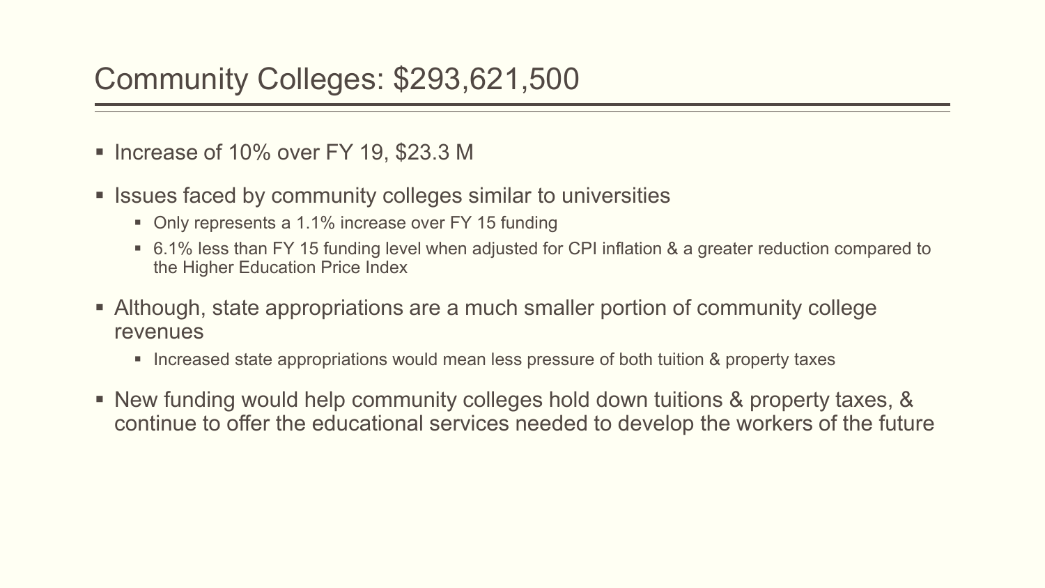# Community Colleges: $293,621,500

- Increase of 10% over FY 19, $23.3 M
- Issues faced by community colleges similar to universities
  - Only represents a 1.1% increase over FY 15 funding
  - 6.1% less than FY 15 funding level when adjusted for CPI inflation & a greater reduction compared to the Higher Education Price Index
- Although, state appropriations are a much smaller portion of community college revenues
  - Increased state appropriations would mean less pressure of both tuition & property taxes
- New funding would help community colleges hold down tuitions & property taxes, & continue to offer the educational services needed to develop the workers of the future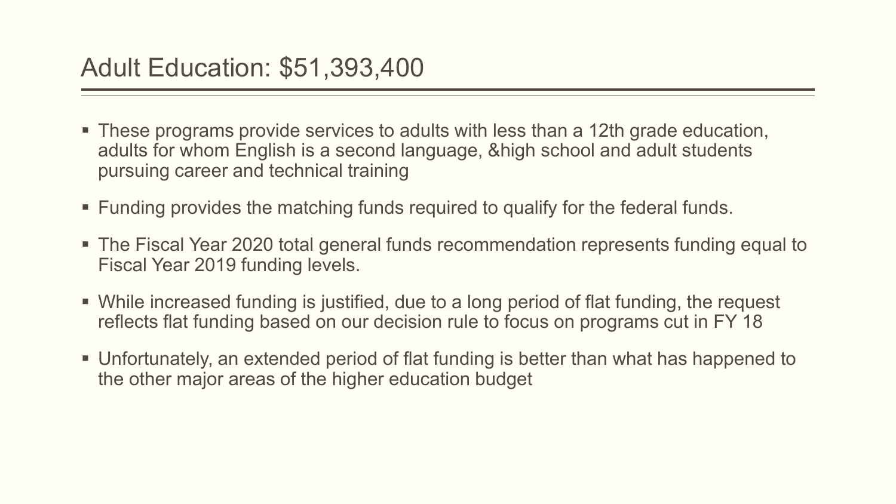# Adult Education: $51,393,400

- These programs provide services to adults with less than a 12th grade education, adults for whom English is a second language, &high school and adult students pursuing career and technical training
- Funding provides the matching funds required to qualify for the federal funds.
- The Fiscal Year 2020 total general funds recommendation represents funding equal to Fiscal Year 2019 funding levels.
- While increased funding is justified, due to a long period of flat funding, the request reflects flat funding based on our decision rule to focus on programs cut in FY 18
- Unfortunately, an extended period of flat funding is better than what has happened to the other major areas of the higher education budget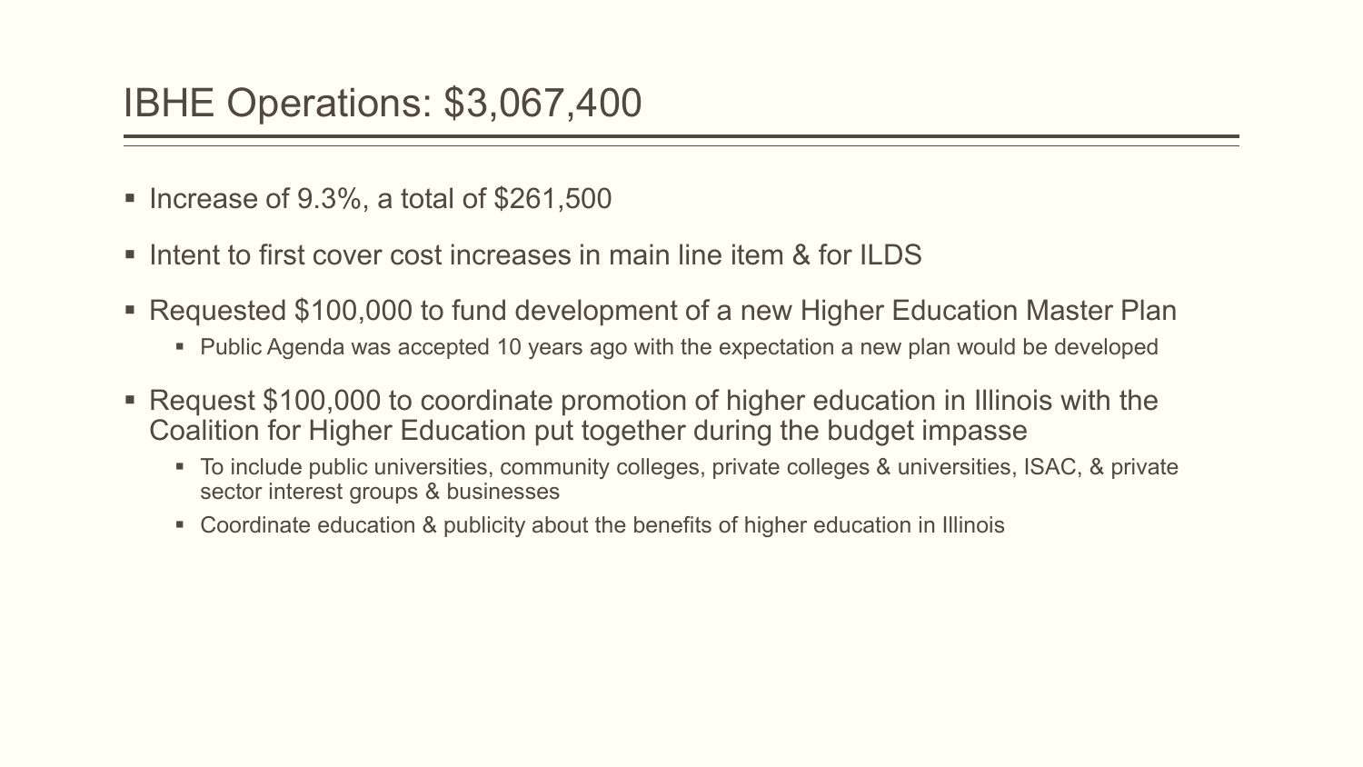# IBHE Operations: $3,067,400

- Increase of 9.3%, a total of $261,500
- Intent to first cover cost increases in main line item & for ILDS
- Requested $100,000 to fund development of a new Higher Education Master Plan
  - Public Agenda was accepted 10 years ago with the expectation a new plan would be developed
- Request $100,000 to coordinate promotion of higher education in Illinois with the Coalition for Higher Education put together during the budget impasse
  - To include public universities, community colleges, private colleges & universities, ISAC, & private sector interest groups & businesses
  - Coordinate education & publicity about the benefits of higher education in Illinois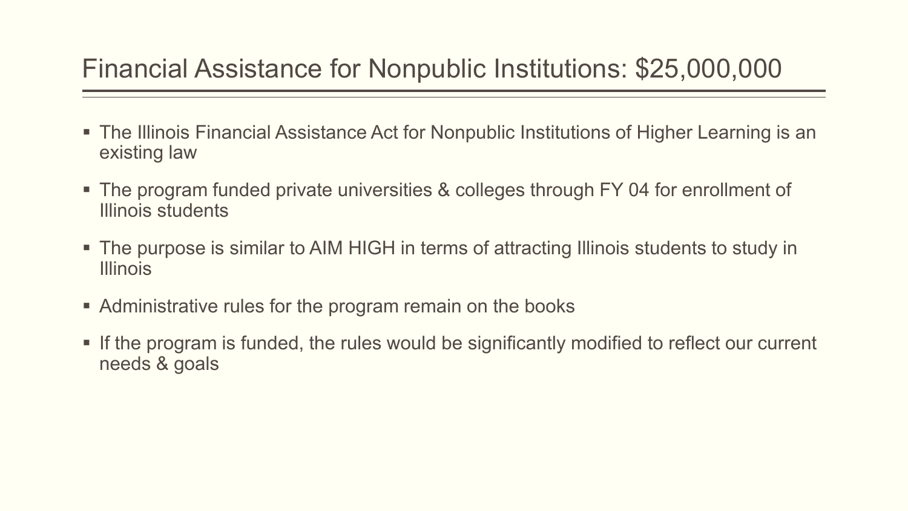# Financial Assistance for Nonpublic Institutions: $25,000,000

- The Illinois Financial Assistance Act for Nonpublic Institutions of Higher Learning is an existing law
- The program funded private universities & colleges through FY 04 for enrollment of Illinois students
- The purpose is similar to AIM HIGH in terms of attracting Illinois students to study in Illinois
- Administrative rules for the program remain on the books
- If the program is funded, the rules would be significantly modified to reflect our current needs & goals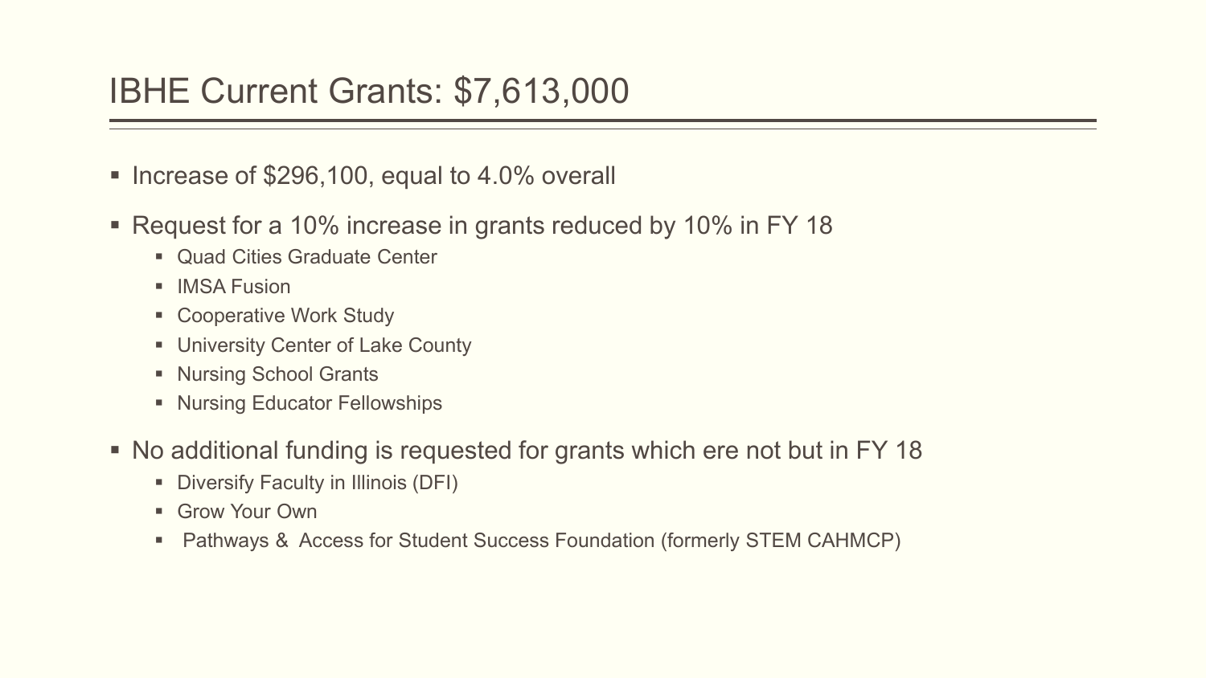# IBHE Current Grants: $7,613,000

- Increase of $296,100, equal to 4.0% overall
- Request for a 10% increase in grants reduced by 10% in FY 18
  - Quad Cities Graduate Center
  - IMSA Fusion
  - Cooperative Work Study
  - University Center of Lake County
  - Nursing School Grants
  - Nursing Educator Fellowships
- No additional funding is requested for grants which ere not but in FY 18
  - Diversify Faculty in Illinois (DFI)
  - Grow Your Own
  - Pathways & Access for Student Success Foundation (formerly STEM CAHMCP)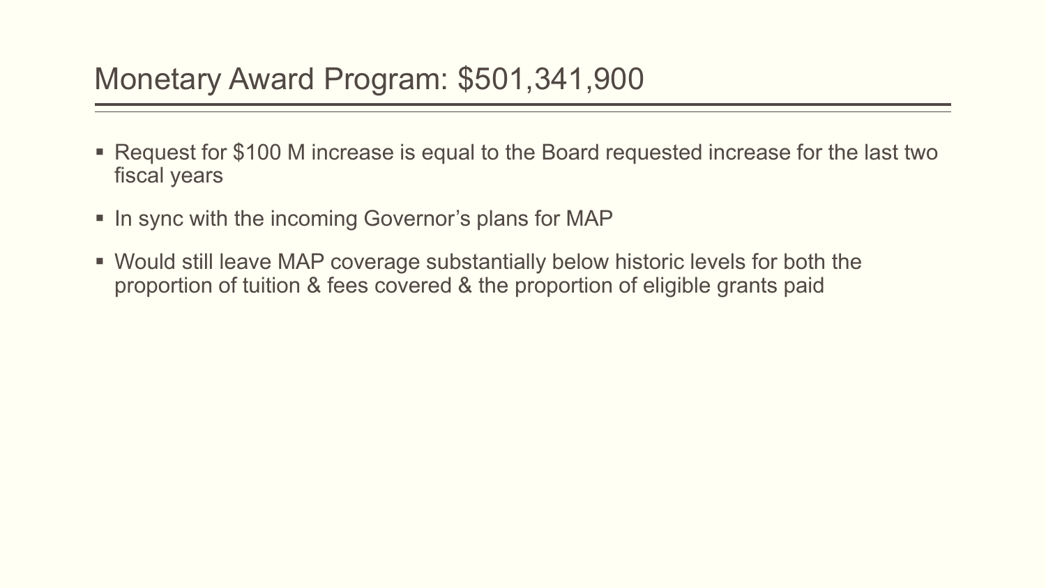# Monetary Award Program: $501,341,900

- Request for $100 M increase is equal to the Board requested increase for the last two fiscal years
- In sync with the incoming Governor's plans for MAP
- Would still leave MAP coverage substantially below historic levels for both the proportion of tuition & fees covered & the proportion of eligible grants paid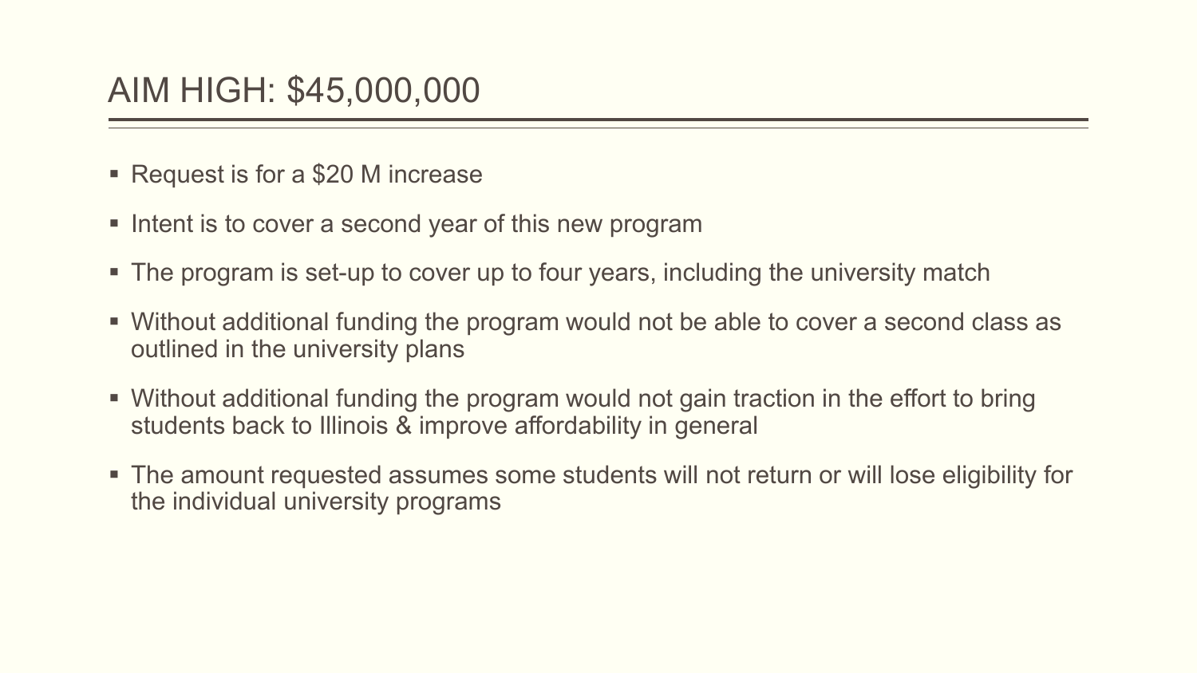# AIM HIGH: $45,000,000

- Request is for a $20 M increase
- Intent is to cover a second year of this new program
- The program is set-up to cover up to four years, including the university match
- Without additional funding the program would not be able to cover a second class as outlined in the university plans
- Without additional funding the program would not gain traction in the effort to bring students back to Illinois & improve affordability in general
- The amount requested assumes some students will not return or will lose eligibility for the individual university programs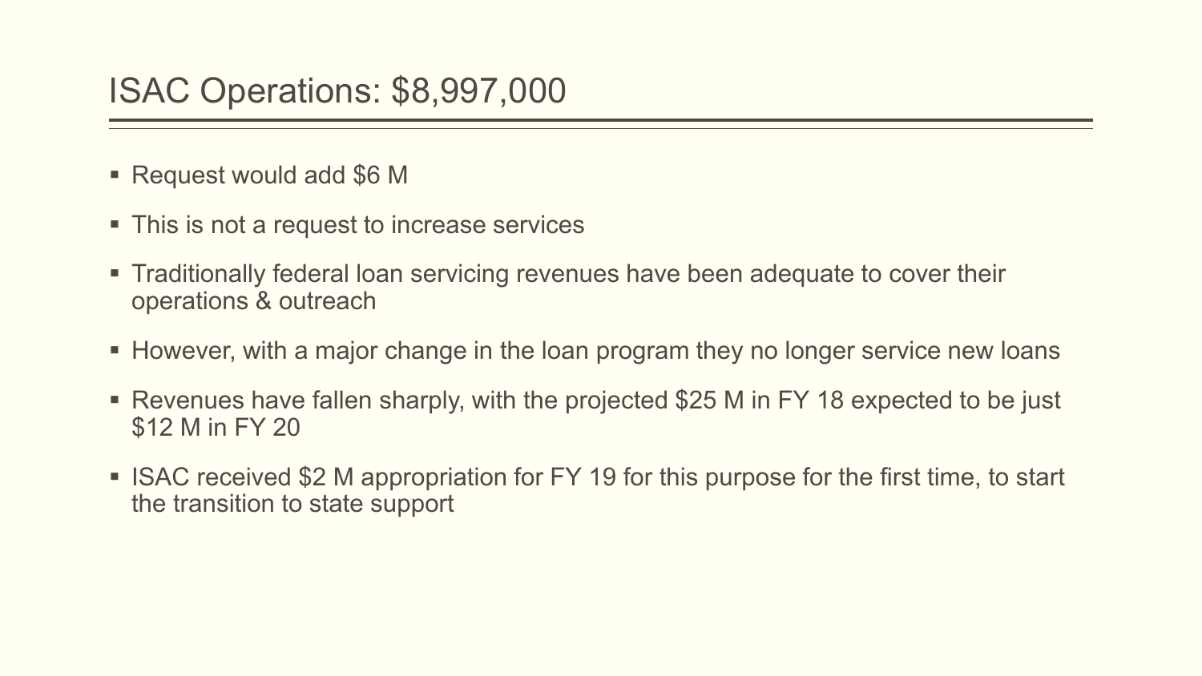# ISAC Operations: $8,997,000

- Request would add $6 M
- This is not a request to increase services
- Traditionally federal loan servicing revenues have been adequate to cover their operations & outreach
- However, with a major change in the loan program they no longer service new loans
- Revenues have fallen sharply, with the projected $25 M in FY 18 expected to be just $12 M in FY 20
- ISAC received $2 M appropriation for FY 19 for this purpose for the first time, to start the transition to state support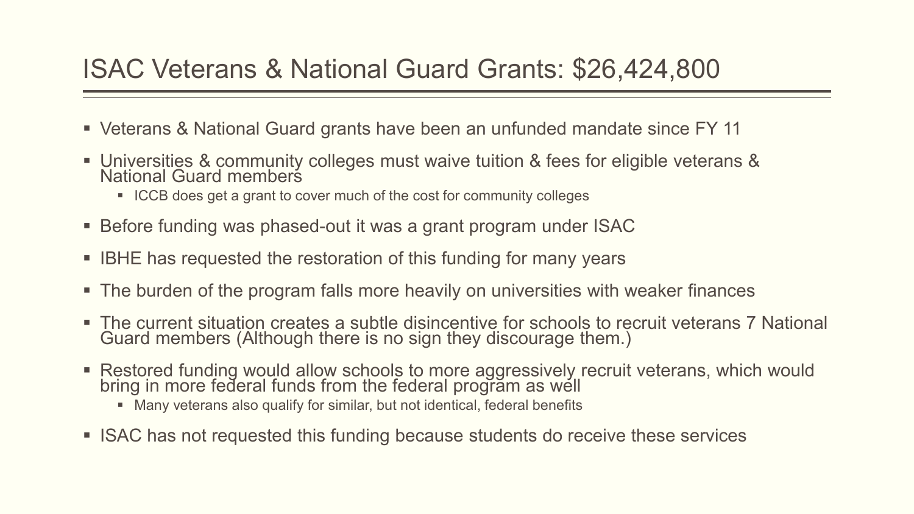# ISAC Veterans & National Guard Grants: $26,424,800

- Veterans & National Guard grants have been an unfunded mandate since FY 11
- Universities & community colleges must waive tuition & fees for eligible veterans & National Guard members
  - ICCB does get a grant to cover much of the cost for community colleges
- Before funding was phased-out it was a grant program under ISAC
- IBHE has requested the restoration of this funding for many years
- The burden of the program falls more heavily on universities with weaker finances
- The current situation creates a subtle disincentive for schools to recruit veterans 7 National Guard members (Although there is no sign they discourage them.)
- Restored funding would allow schools to more aggressively recruit veterans, which would bring in more federal funds from the federal program as well
  - Many veterans also qualify for similar, but not identical, federal benefits
- ISAC has not requested this funding because students do receive these services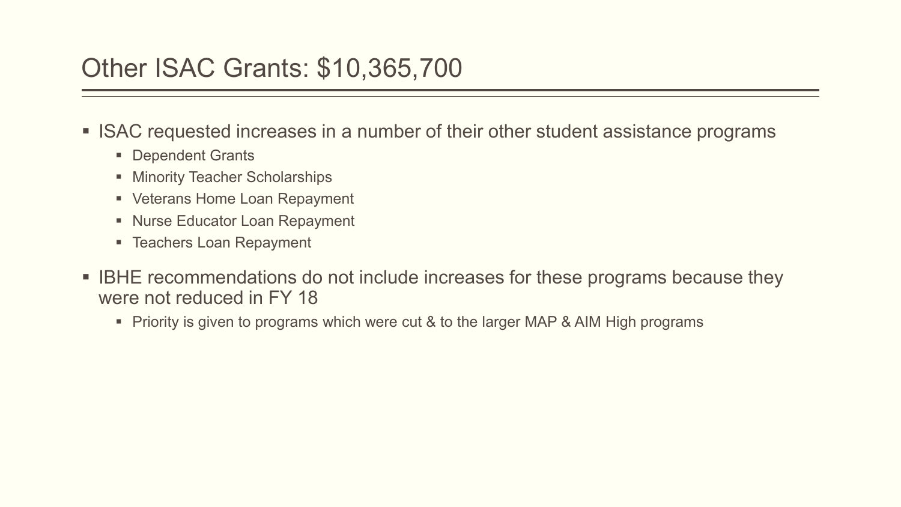# Other ISAC Grants: $10,365,700

- ISAC requested increases in a number of their other student assistance programs
  - Dependent Grants
  - Minority Teacher Scholarships
  - Veterans Home Loan Repayment
  - Nurse Educator Loan Repayment
  - Teachers Loan Repayment
- IBHE recommendations do not include increases for these programs because they were not reduced in FY 18
  - Priority is given to programs which were cut & to the larger MAP & AIM High programs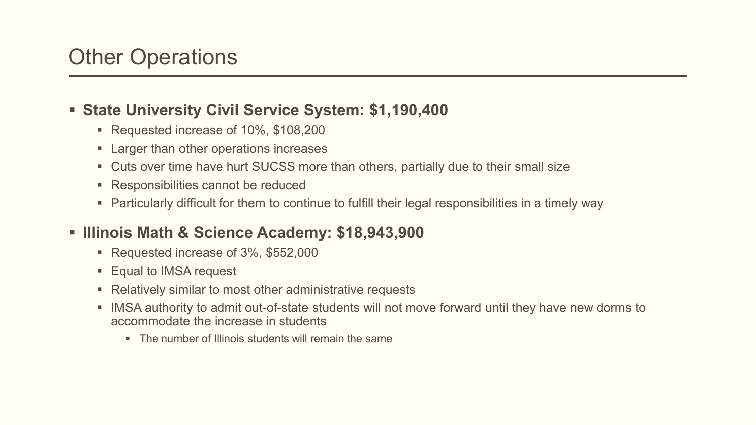# Other Operations

- **State University Civil Service System: $1,190,400**
  - Requested increase of 10%, $108,200
  - Larger than other operations increases
  - Cuts over time have hurt SUCSS more than others, partially due to their small size
  - Responsibilities cannot be reduced
  - Particularly difficult for them to continue to fulfill their legal responsibilities in a timely way
- **Illinois Math & Science Academy: $18,943,900**
  - Requested increase of 3%, $552,000
  - Equal to IMSA request
  - Relatively similar to most other administrative requests
  - IMSA authority to admit out-of-state students will not move forward until they have new dorms to accommodate the increase in students
    - The number of Illinois students will remain the same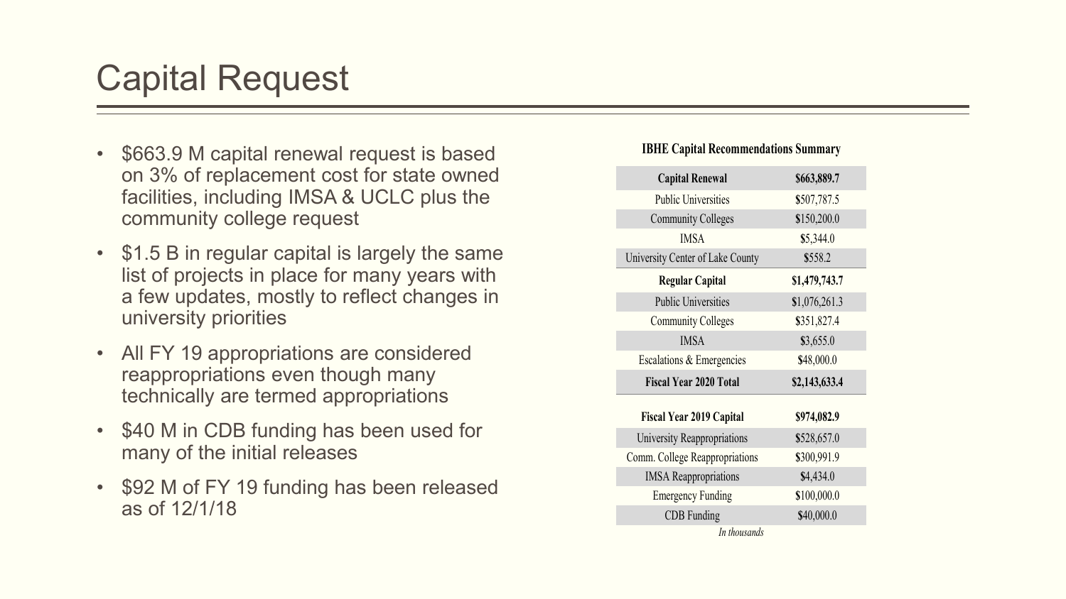# Capital Request

- $663.9 M capital renewal request is based on 3% of replacement cost for state owned facilities, including IMSA & UCLC plus the community college request
- $1.5 B in regular capital is largely the same list of projects in place for many years with a few updates, mostly to reflect changes in university priorities
- All FY 19 appropriations are considered reappropriations even though many technically are termed appropriations
- $40 M in CDB funding has been used for many of the initial releases
- $92 M of FY 19 funding has been released as of 12/1/18

**IBHE Capital Recommendations Summary**

| | |
|---|---|
| **Capital Renewal** | **$663,889.7** |
| Public Universities | $507,787.5 |
| Community Colleges | $150,200.0 |
| IMSA | $5,344.0 |
| University Center of Lake County | $558.2 |
| **Regular Capital** | **$1,479,743.7** |
| Public Universities | $1,076,261.3 |
| Community Colleges | $351,827.4 |
| IMSA | $3,655.0 |
| Escalations & Emergencies | $48,000.0 |
| **Fiscal Year 2020 Total** | **$2,143,633.4** |
| | |
| **Fiscal Year 2019 Capital** | **$974,082.9** |
| University Reappropriations | $528,657.0 |
| Comm. College Reappropriations | $300,991.9 |
| IMSA Reappropriations | $4,434.0 |
| Emergency Funding | $100,000.0 |
| CDB Funding | $40,000.0 |

*In thousands*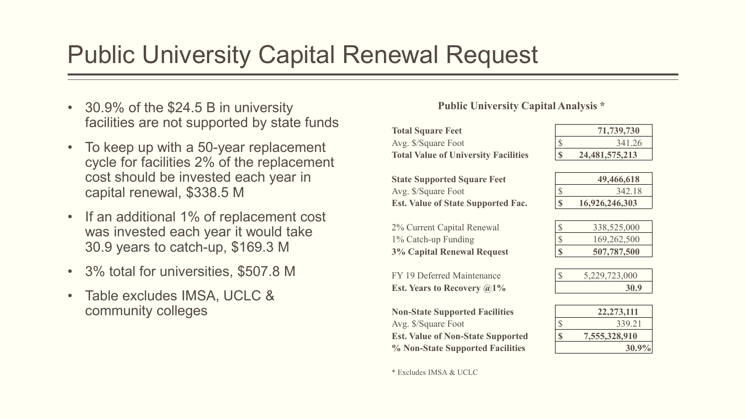# Public University Capital Renewal Request

- 30.9% of the $24.5 B in university facilities are not supported by state funds
- To keep up with a 50-year replacement cycle for facilities 2% of the replacement cost should be invested each year in capital renewal, $338.5 M
- If an additional 1% of replacement cost was invested each year it would take 30.9 years to catch-up, $169.3 M
- 3% total for universities, $507.8 M
- Table excludes IMSA, UCLC & community colleges

**Public University Capital Analysis ***

| | |
|---|---|
| **Total Square Feet** | **71,739,730** |
| Avg. $/Square Foot | $ 341.26 |
| **Total Value of University Facilities** | **$ 24,481,575,213** |
| | |
| **State Supported Square Feet** | **49,466,618** |
| Avg. $/Square Foot | $ 342.18 |
| **Est. Value of State Supported Fac.** | **$ 16,926,246,303** |
| | |
| 2% Current Capital Renewal | $ 338,525,000 |
| 1% Catch-up Funding | $ 169,262,500 |
| **3% Capital Renewal Request** | **$ 507,787,500** |
| | |
| FY 19 Deferred Maintenance | $ 5,229,723,000 |
| **Est. Years to Recovery @1%** | **30.9** |
| | |
| **Non-State Supported Facilities** | **22,273,111** |
| Avg. $/Square Foot | $ 339.21 |
| **Est. Value of Non-State Supported** | **$ 7,555,328,910** |
| **% Non-State Supported Facilities** | **30.9%** |

* Excludes IMSA & UCLC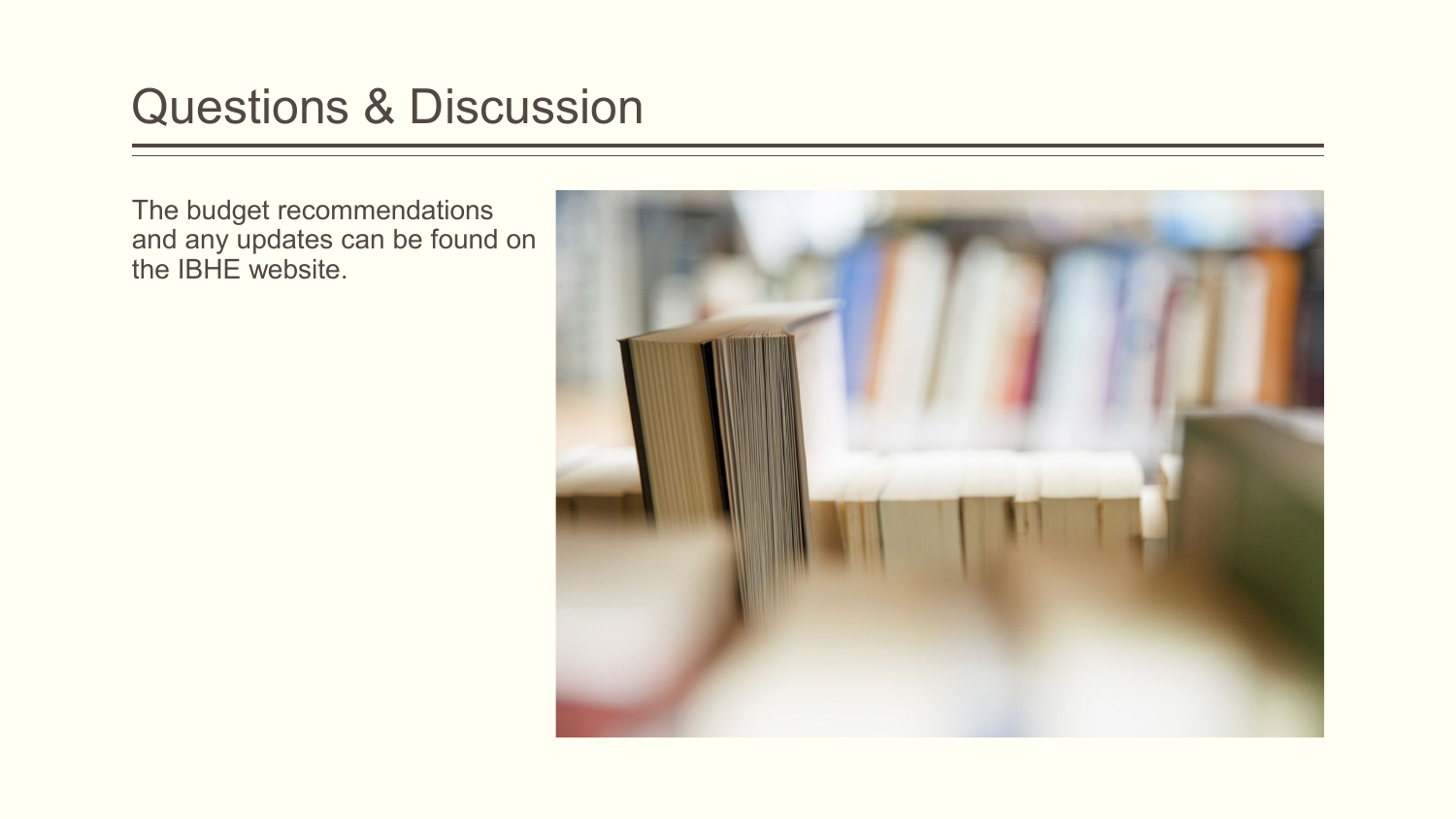# Questions & Discussion

The budget recommendations and any updates can be found on the IBHE website.